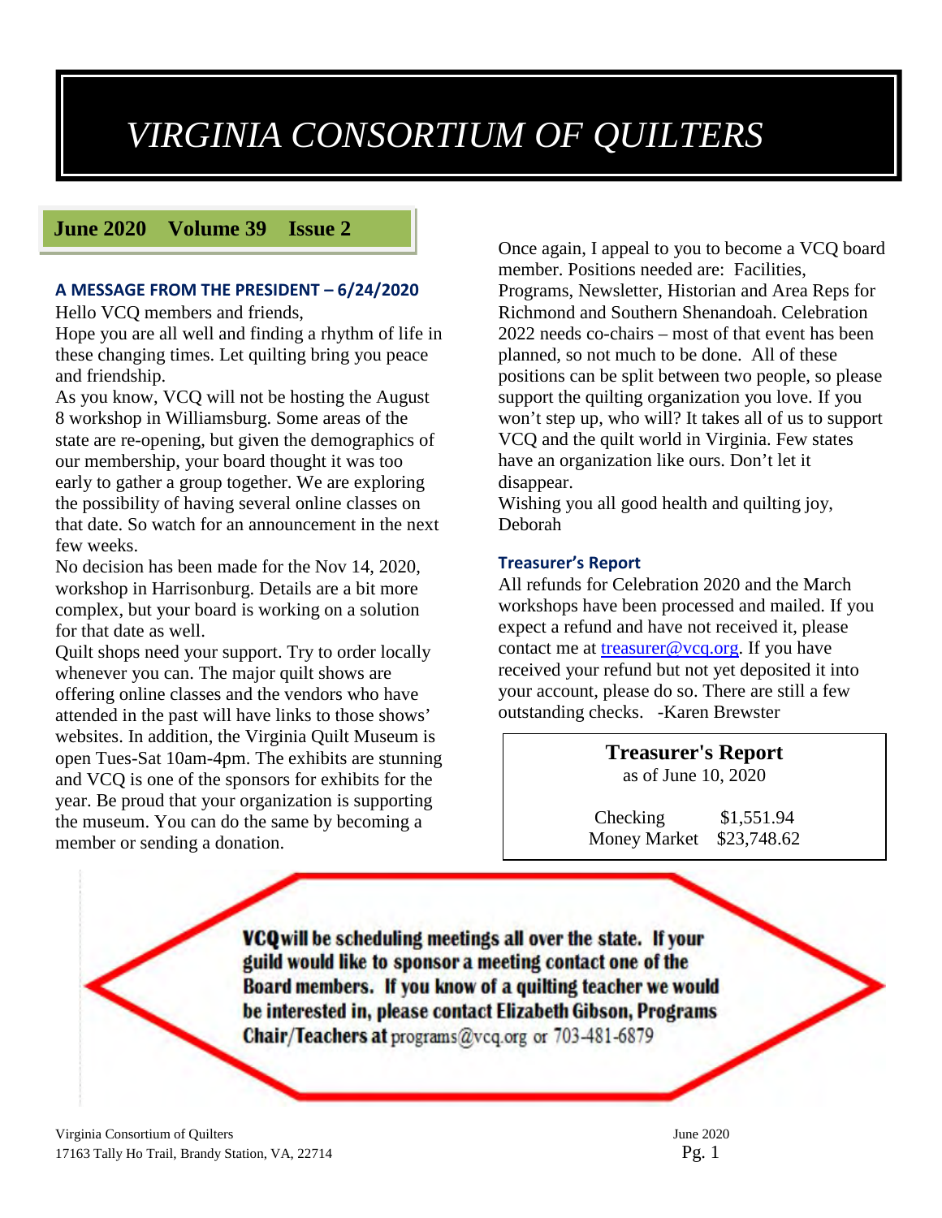# VIRGINIA CONSORTIUM OF QUILTERS

**June 2020 Volume 39 Issue 2**

## A MESSAGE FROM THE PRESIDENT – 6/24/2020

Hello VCQ members and friends,

Hope you are all well and finding a rhythm of life in these changing times. Let quilting bring you peace and friendship.

As you know, VCQ will not be hosting the August 8 workshop in Williamsburg. Some areas of the state are re-opening, but given the demographics of our membership, your board thought it was too early to gather a group together. We are exploring the possibility of having several online classes on that date. So watch for an announcement in the next few weeks.

No decision has been made for the Nov 14, 2020, workshop in Harrisonburg. Details are a bit more complex, but your board is working on a solution for that date as well.

Quilt shops need your support. Try to order locally whenever you can. The major quilt shows are offering online classes and the vendors who have attended in the past will have links to those shows' websites. In addition, the Virginia Quilt Museum is open Tues-Sat 10am-4pm. The exhibits are stunning and VCQ is one of the sponsors for exhibits for the year. Be proud that your organization is supporting the museum. You can do the same by becoming a member or sending a donation.

Once again, I appeal to you to become a VCQ board member. Positions needed are: Facilities, Programs, Newsletter, Historian and Area Reps for Richmond and Southern Shenandoah. Celebration 2022 needs co-chairs – most of that event has been planned, so not much to be done. All of these positions can be split between two people, so please support the quilting organization you love. If you won't step up, who will? It takes all of us to support VCQ and the quilt world in Virginia. Few states have an organization like ours. Don't let it disappear.

Wishing you all good health and quilting joy,

Deborah

### Treasurer's Report

All refunds for Celebration 2020 and the March workshops have been processed and mailed. If you expect a refund and have not received it, please contact me at treasurer@vcq.org. If you have received your refund but not yet deposited it into your account, please do so. There are still a few outstanding checks. -Karen Brewster

**Treasurer's Report**
as of June 10, 2020

| | |
|---|---|
| Checking | $1,551.94 |
| Money Market | $23,748.62 |

**VCQ will be scheduling meetings all over the state. If your guild would like to sponsor a meeting contact one of the Board members. If you know of a quilting teacher we would be interested in, please contact Elizabeth Gibson, Programs Chair/Teachers at** programs@vcq.org or 703-481-6879

Virginia Consortium of Quilters
17163 Tally Ho Trail, Brandy Station, VA, 22714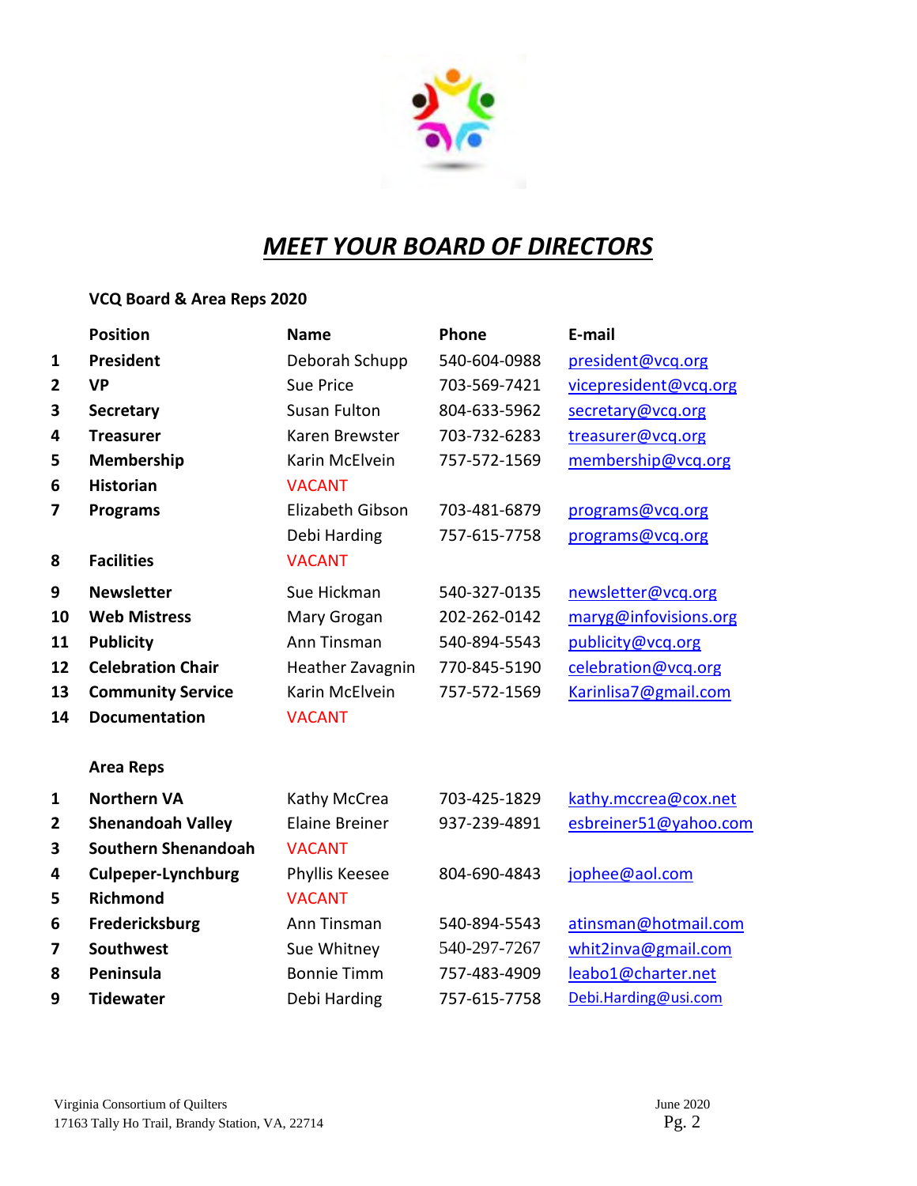# ***MEET YOUR BOARD OF DIRECTORS***

**VCQ Board & Area Reps 2020**

| | Position | Name | Phone | E-mail |
|---|---|---|---|---|
| 1 | **President** | Deborah Schupp | 540-604-0988 | president@vcq.org |
| 2 | **VP** | Sue Price | 703-569-7421 | vicepresident@vcq.org |
| 3 | **Secretary** | Susan Fulton | 804-633-5962 | secretary@vcq.org |
| 4 | **Treasurer** | Karen Brewster | 703-732-6283 | treasurer@vcq.org |
| 5 | **Membership** | Karin McElvein | 757-572-1569 | membership@vcq.org |
| 6 | **Historian** | VACANT | | |
| 7 | **Programs** | Elizabeth Gibson | 703-481-6879 | programs@vcq.org |
| | | Debi Harding | 757-615-7758 | programs@vcq.org |
| 8 | **Facilities** | VACANT | | |
| 9 | **Newsletter** | Sue Hickman | 540-327-0135 | newsletter@vcq.org |
| 10 | **Web Mistress** | Mary Grogan | 202-262-0142 | maryg@infovisions.org |
| 11 | **Publicity** | Ann Tinsman | 540-894-5543 | publicity@vcq.org |
| 12 | **Celebration Chair** | Heather Zavagnin | 770-845-5190 | celebration@vcq.org |
| 13 | **Community Service** | Karin McElvein | 757-572-1569 | Karinlisa7@gmail.com |
| 14 | **Documentation** | VACANT | | |

**Area Reps**

| | Area | Name | Phone | E-mail |
|---|---|---|---|---|
| 1 | **Northern VA** | Kathy McCrea | 703-425-1829 | kathy.mccrea@cox.net |
| 2 | **Shenandoah Valley** | Elaine Breiner | 937-239-4891 | esbreiner51@yahoo.com |
| 3 | **Southern Shenandoah** | VACANT | | |
| 4 | **Culpeper-Lynchburg** | Phyllis Keesee | 804-690-4843 | jophee@aol.com |
| 5 | **Richmond** | VACANT | | |
| 6 | **Fredericksburg** | Ann Tinsman | 540-894-5543 | atinsman@hotmail.com |
| 7 | **Southwest** | Sue Whitney | 540-297-7267 | whit2inva@gmail.com |
| 8 | **Peninsula** | Bonnie Timm | 757-483-4909 | leabo1@charter.net |
| 9 | **Tidewater** | Debi Harding | 757-615-7758 | Debi.Harding@usi.com |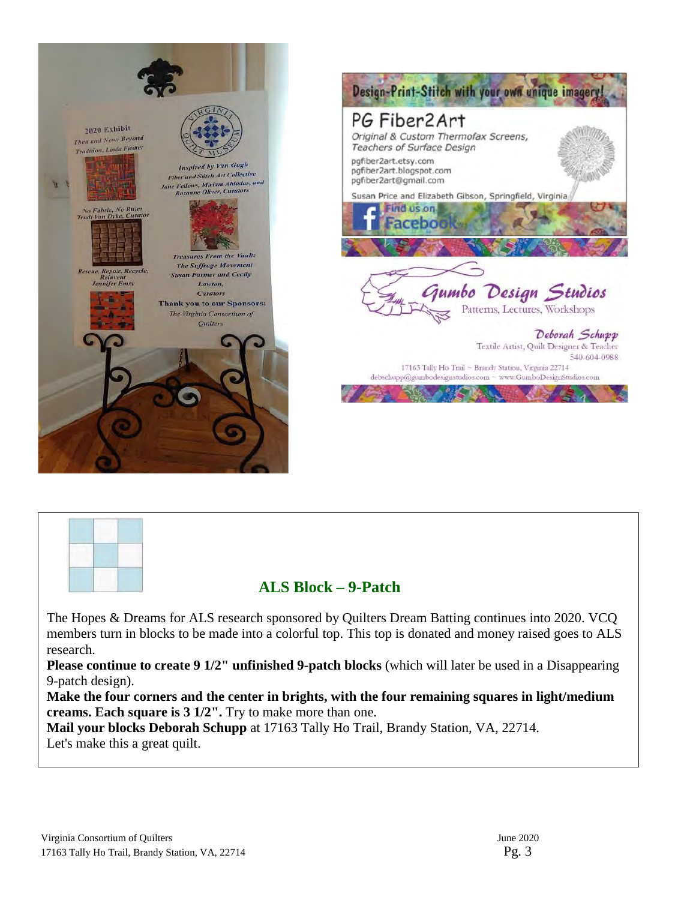2020 Exhibit

Then and Now: Beyond Tradition, Linda Fiedler

No Fabric, No Rules
Trudi Van Dyke, Curator

Rescue, Repair, Recycle, Reinvent
Jennifer Emry

Inspired by Van Gogh
Fiber and Stitch Art Collective
Jane Fellows, Miriam Ahtadus, and Rozanne Oliver, Curators

Treasures From the Vault: The Suffrage Movement
Susan Farmer and Cecily Lawton, Curators

Thank you to our Sponsors:
The Virginia Consortium of Quilters

Design-Print-Stitch with your own unique imagery!

PG Fiber2Art

*Original & Custom Thermofax Screens, Teachers of Surface Design*

pgfiber2art.etsy.com
pgfiber2art.blogspot.com
pgfiber2art@gmail.com

Susan Price and Elizabeth Gibson, Springfield, Virginia

Find us on Facebook

Gumbo Design Studios

Patterns, Lectures, Workshops

Deborah Schupp
Textile Artist, Quilt Designer & Teacher
540-604-0988
17163 Tally Ho Trail ~ Brandy Station, Virginia 22714
debschupp@gumbodesignstudios.com ~ www.GumboDesignStudios.com

## ALS Block – 9-Patch

The Hopes & Dreams for ALS research sponsored by Quilters Dream Batting continues into 2020. VCQ members turn in blocks to be made into a colorful top. This top is donated and money raised goes to ALS research.

**Please continue to create 9 1/2" unfinished 9-patch blocks** (which will later be used in a Disappearing 9-patch design).

**Make the four corners and the center in brights, with the four remaining squares in light/medium creams. Each square is 3 1/2".** Try to make more than one.

**Mail your blocks Deborah Schupp** at 17163 Tally Ho Trail, Brandy Station, VA, 22714.

Let's make this a great quilt.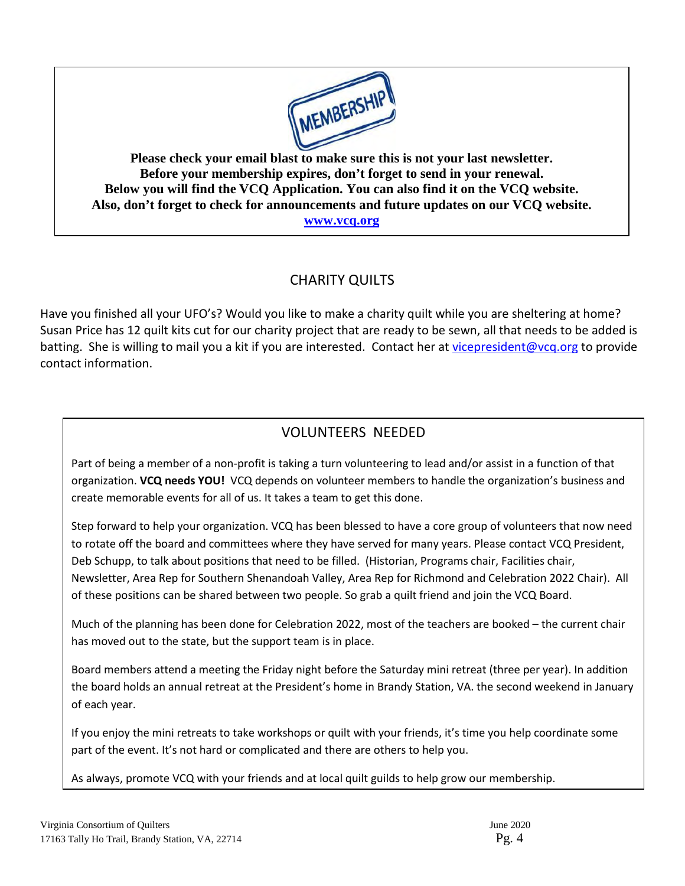**MEMBERSHIP**

**Please check your email blast to make sure this is not your last newsletter.**
**Before your membership expires, don't forget to send in your renewal.**
**Below you will find the VCQ Application. You can also find it on the VCQ website.**
**Also, don't forget to check for announcements and future updates on our VCQ website.**
**[www.vcq.org](http://www.vcq.org)**

## CHARITY QUILTS

Have you finished all your UFO's? Would you like to make a charity quilt while you are sheltering at home? Susan Price has 12 quilt kits cut for our charity project that are ready to be sewn, all that needs to be added is batting. She is willing to mail you a kit if you are interested. Contact her at vicepresident@vcq.org to provide contact information.

## VOLUNTEERS NEEDED

Part of being a member of a non-profit is taking a turn volunteering to lead and/or assist in a function of that organization. **VCQ needs YOU!** VCQ depends on volunteer members to handle the organization's business and create memorable events for all of us. It takes a team to get this done.

Step forward to help your organization. VCQ has been blessed to have a core group of volunteers that now need to rotate off the board and committees where they have served for many years. Please contact VCQ President, Deb Schupp, to talk about positions that need to be filled. (Historian, Programs chair, Facilities chair, Newsletter, Area Rep for Southern Shenandoah Valley, Area Rep for Richmond and Celebration 2022 Chair). All of these positions can be shared between two people. So grab a quilt friend and join the VCQ Board.

Much of the planning has been done for Celebration 2022, most of the teachers are booked – the current chair has moved out to the state, but the support team is in place.

Board members attend a meeting the Friday night before the Saturday mini retreat (three per year). In addition the board holds an annual retreat at the President's home in Brandy Station, VA. the second weekend in January of each year.

If you enjoy the mini retreats to take workshops or quilt with your friends, it's time you help coordinate some part of the event. It's not hard or complicated and there are others to help you.

As always, promote VCQ with your friends and at local quilt guilds to help grow our membership.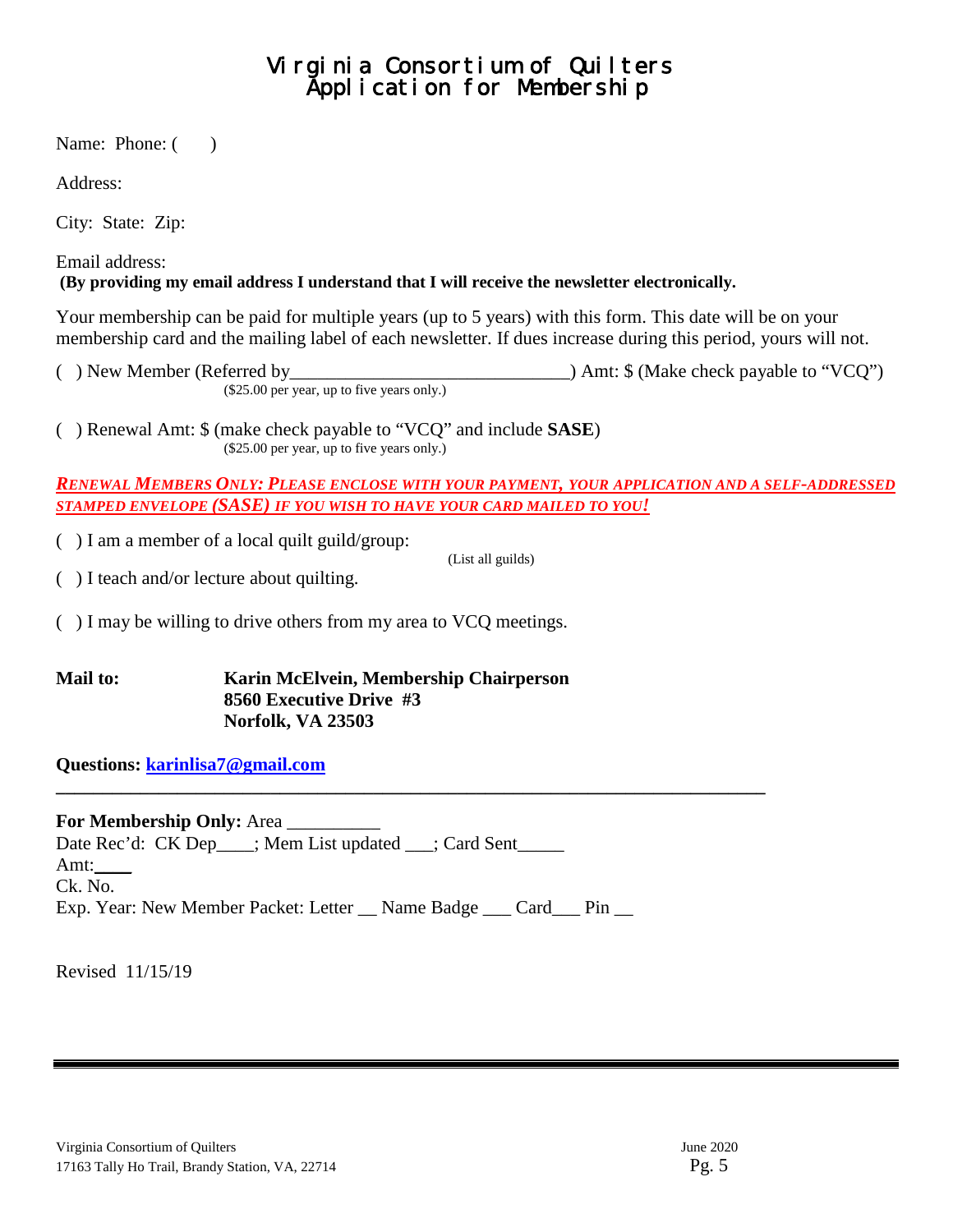# Virginia Consortium of Quilters
# Application for Membership

Name: Phone: (  )

Address:

City: State: Zip:

Email address:

**(By providing my email address I understand that I will receive the newsletter electronically.**

Your membership can be paid for multiple years (up to 5 years) with this form. This date will be on your membership card and the mailing label of each newsletter. If dues increase during this period, yours will not.

(  ) New Member (Referred by______________________________) Amt: $ (Make check payable to "VCQ")
($25.00 per year, up to five years only.)

(  ) Renewal Amt: $ (make check payable to "VCQ" and include **SASE**)
($25.00 per year, up to five years only.)

***RENEWAL MEMBERS ONLY: PLEASE ENCLOSE WITH YOUR PAYMENT, YOUR APPLICATION AND A SELF-ADDRESSED STAMPED ENVELOPE (SASE) IF YOU WISH TO HAVE YOUR CARD MAILED TO YOU!***

(  ) I am a member of a local quilt guild/group:
(List all guilds)

(  ) I teach and/or lecture about quilting.

(  ) I may be willing to drive others from my area to VCQ meetings.

**Mail to:** **Karin McElvein, Membership Chairperson**
**8560 Executive Drive #3**
**Norfolk, VA 23503**

**Questions: karinlisa7@gmail.com**

---

**For Membership Only:** Area __________
Date Rec'd: CK Dep____; Mem List updated ___; Card Sent_____
Amt:____
Ck. No.
Exp. Year: New Member Packet: Letter __ Name Badge ___ Card___ Pin __

Revised 11/15/19

Virginia Consortium of Quilters
17163 Tally Ho Trail, Brandy Station, VA, 22714